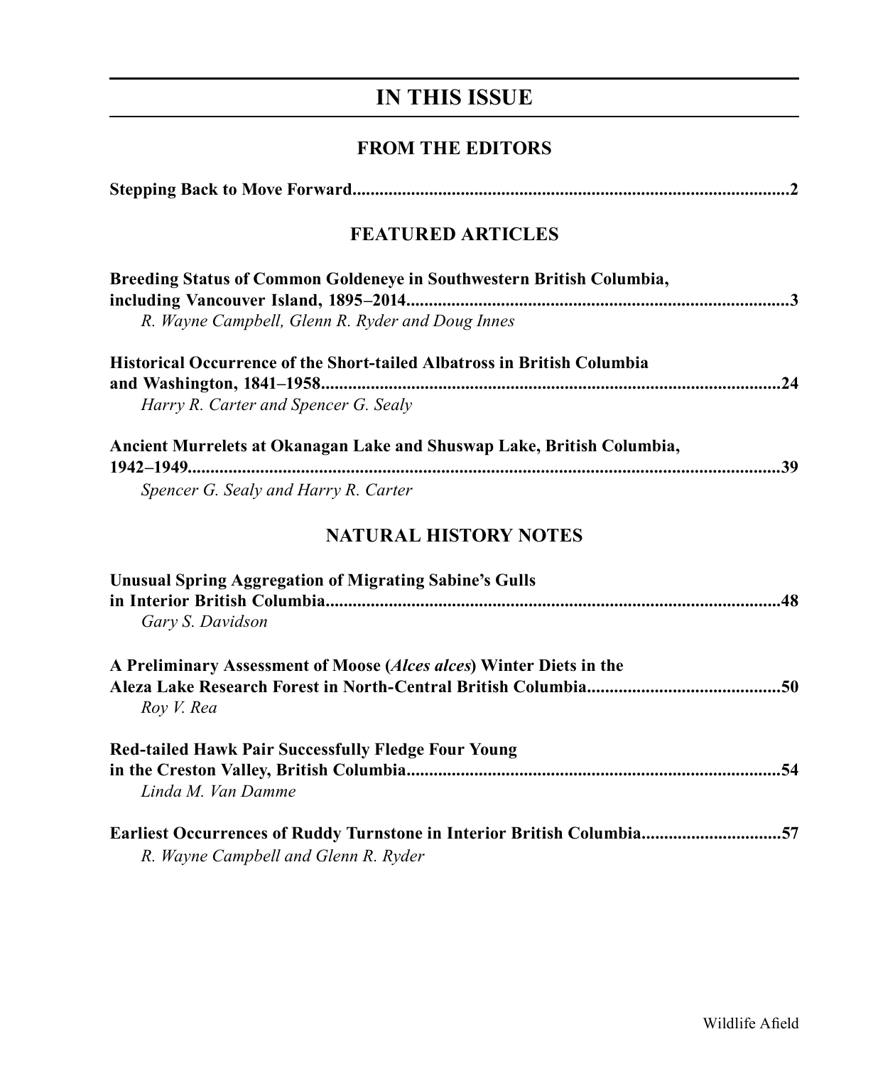# IN THIS ISSUE

## FROM THE EDITORS

**Stepping Back to Move Forward..........................................................................................2**

## FEATURED ARTICLES

**Breeding Status of Common Goldeneye in Southwestern British Columbia, including Vancouver Island, 1895–2014..................................................................................3**
*R. Wayne Campbell, Glenn R. Ryder and Doug Innes*

**Historical Occurrence of the Short-tailed Albatross in British Columbia and Washington, 1841–1958..................................................................................................24**
*Harry R. Carter and Spencer G. Sealy*

**Ancient Murrelets at Okanagan Lake and Shuswap Lake, British Columbia, 1942–1949.........................................................................................................................39**
*Spencer G. Sealy and Harry R. Carter*

## NATURAL HISTORY NOTES

**Unusual Spring Aggregation of Migrating Sabine's Gulls in Interior British Columbia..............................................................................................48**
*Gary S. Davidson*

**A Preliminary Assessment of Moose (*Alces alces*) Winter Diets in the Aleza Lake Research Forest in North-Central British Columbia........................................50**
*Roy V. Rea*

**Red-tailed Hawk Pair Successfully Fledge Four Young in the Creston Valley, British Columbia...............................................................................54**
*Linda M. Van Damme*

**Earliest Occurrences of Ruddy Turnstone in Interior British Columbia............................57**
*R. Wayne Campbell and Glenn R. Ryder*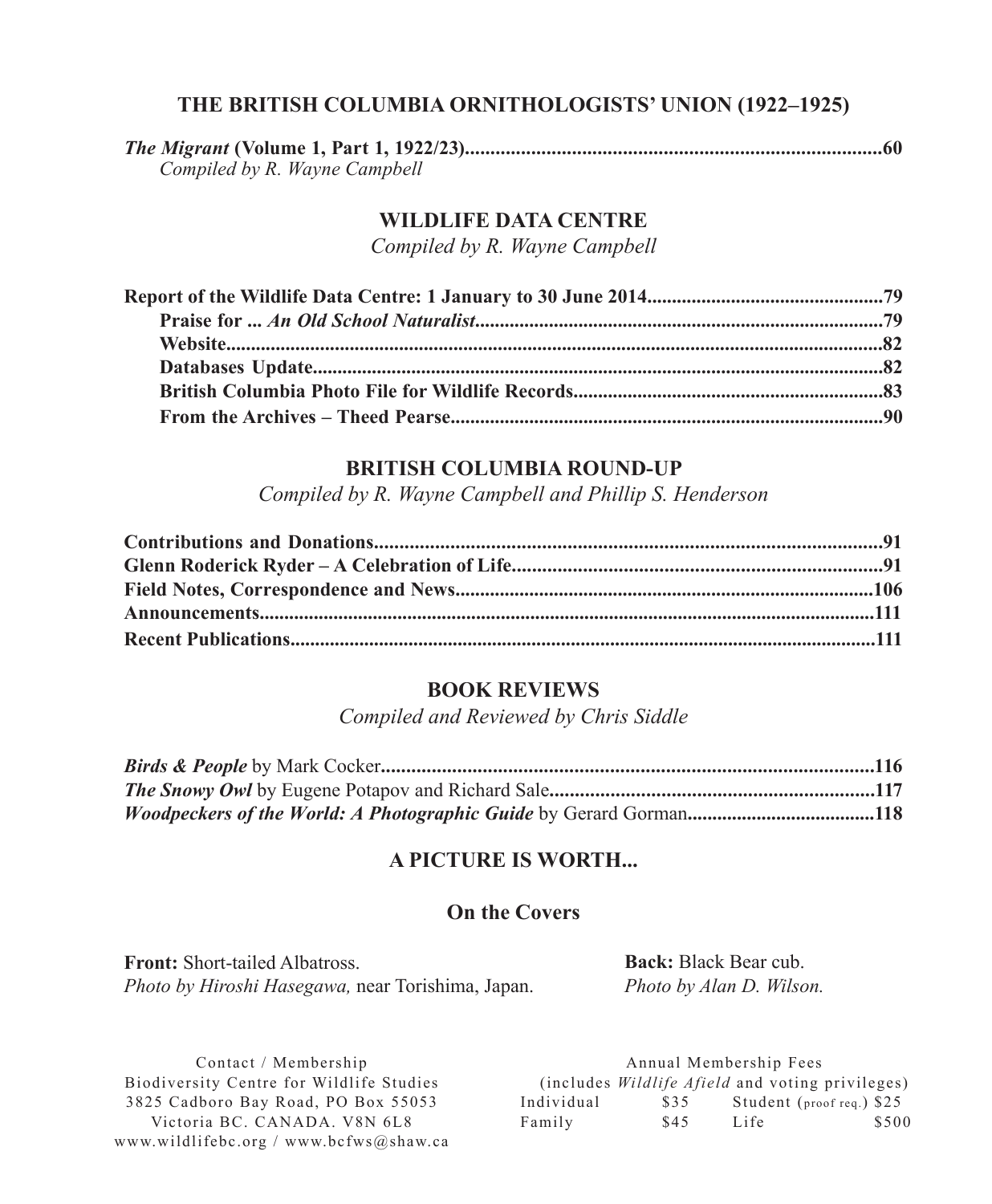## THE BRITISH COLUMBIA ORNITHOLOGISTS' UNION (1922–1925)

***The Migrant* (Volume 1, Part 1, 1922/23)** .................................................. **60**
*Compiled by R. Wayne Campbell*

## WILDLIFE DATA CENTRE

*Compiled by R. Wayne Campbell*

**Report of the Wildlife Data Centre: 1 January to 30 June 2014** .................................................. **79**
- **Praise for ... *An Old School Naturalist*** .................................................. **79**
- **Website** .................................................. **82**
- **Databases Update** .................................................. **82**
- **British Columbia Photo File for Wildlife Records** .................................................. **83**
- **From the Archives – Theed Pearse** .................................................. **90**

## BRITISH COLUMBIA ROUND-UP

*Compiled by R. Wayne Campbell and Phillip S. Henderson*

**Contributions and Donations** .................................................. **91**
**Glenn Roderick Ryder – A Celebration of Life** .................................................. **91**
**Field Notes, Correspondence and News** .................................................. **106**
**Announcements** .................................................. **111**
**Recent Publications** .................................................. **111**

## BOOK REVIEWS

*Compiled and Reviewed by Chris Siddle*

***Birds & People*** by Mark Cocker .................................................. **116**
***The Snowy Owl*** by Eugene Potapov and Richard Sale .................................................. **117**
***Woodpeckers of the World: A Photographic Guide*** by Gerard Gorman .................................................. **118**

## A PICTURE IS WORTH...

### On the Covers

**Front:** Short-tailed Albatross.
*Photo by Hiroshi Hasegawa,* near Torishima, Japan.

**Back:** Black Bear cub.
*Photo by Alan D. Wilson.*

Contact / Membership
Biodiversity Centre for Wildlife Studies
3825 Cadboro Bay Road, PO Box 55053
Victoria BC. CANADA. V8N 6L8
www.wildlifebc.org / www.bcfws@shaw.ca

Annual Membership Fees
(includes *Wildlife Afield* and voting privileges)

| | | | |
|---|---|---|---|
| Individual | $35 | Student (proof req.) | $25 |
| Family | $45 | Life | $500 |